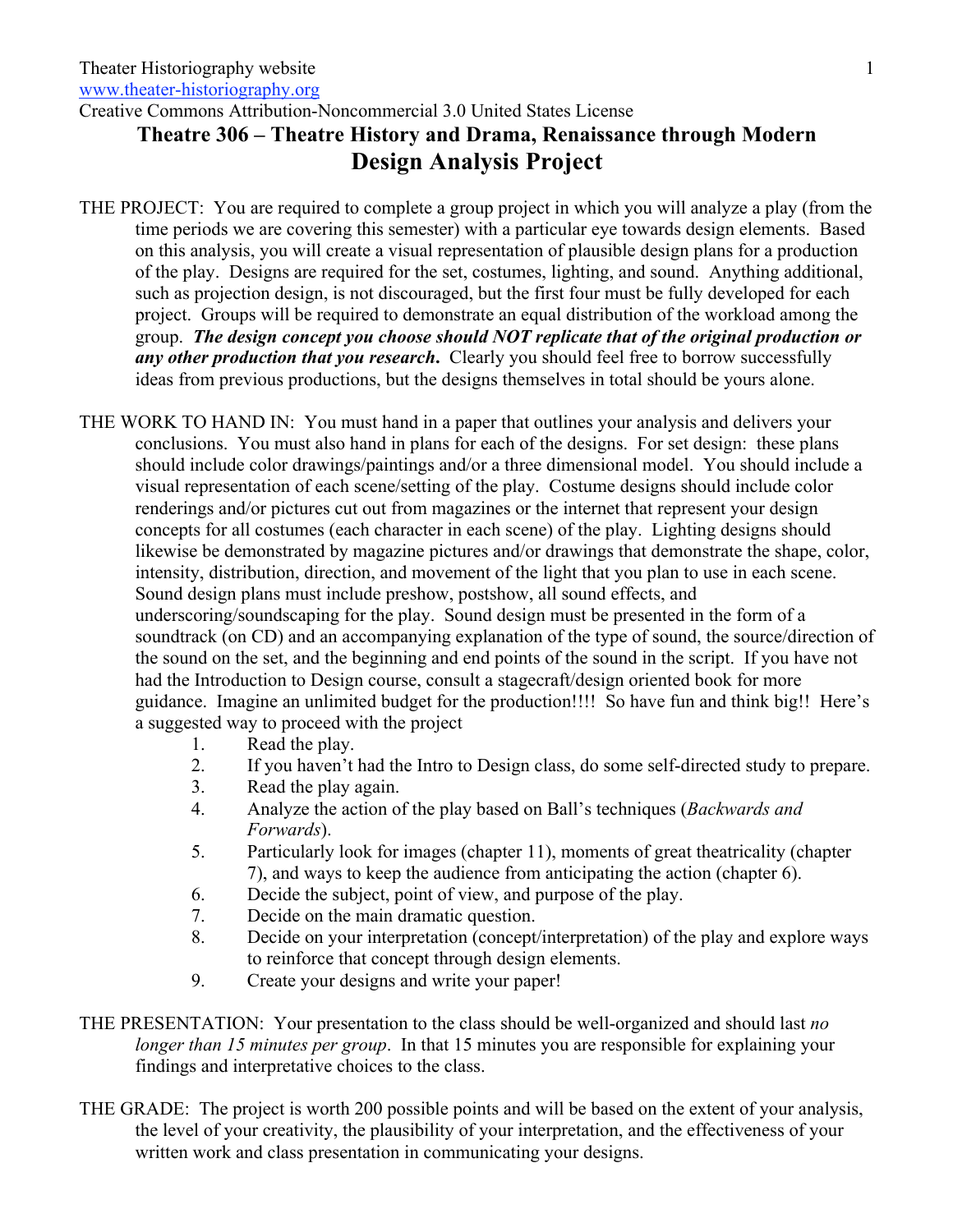Theater Historiography website
www.theater-historiography.org
Creative Commons Attribution-Noncommercial 3.0 United States License

# Theatre 306 – Theatre History and Drama, Renaissance through Modern

## Design Analysis Project

THE PROJECT: You are required to complete a group project in which you will analyze a play (from the time periods we are covering this semester) with a particular eye towards design elements. Based on this analysis, you will create a visual representation of plausible design plans for a production of the play. Designs are required for the set, costumes, lighting, and sound. Anything additional, such as projection design, is not discouraged, but the first four must be fully developed for each project. Groups will be required to demonstrate an equal distribution of the workload among the group. ***The design concept you choose should NOT replicate that of the original production or any other production that you research.*** Clearly you should feel free to borrow successfully ideas from previous productions, but the designs themselves in total should be yours alone.

THE WORK TO HAND IN: You must hand in a paper that outlines your analysis and delivers your conclusions. You must also hand in plans for each of the designs. For set design: these plans should include color drawings/paintings and/or a three dimensional model. You should include a visual representation of each scene/setting of the play. Costume designs should include color renderings and/or pictures cut out from magazines or the internet that represent your design concepts for all costumes (each character in each scene) of the play. Lighting designs should likewise be demonstrated by magazine pictures and/or drawings that demonstrate the shape, color, intensity, distribution, direction, and movement of the light that you plan to use in each scene. Sound design plans must include preshow, postshow, all sound effects, and underscoring/soundscaping for the play. Sound design must be presented in the form of a soundtrack (on CD) and an accompanying explanation of the type of sound, the source/direction of the sound on the set, and the beginning and end points of the sound in the script. If you have not had the Introduction to Design course, consult a stagecraft/design oriented book for more guidance. Imagine an unlimited budget for the production!!!! So have fun and think big!! Here's a suggested way to proceed with the project

1. Read the play.
2. If you haven't had the Intro to Design class, do some self-directed study to prepare.
3. Read the play again.
4. Analyze the action of the play based on Ball's techniques (*Backwards and Forwards*).
5. Particularly look for images (chapter 11), moments of great theatricality (chapter 7), and ways to keep the audience from anticipating the action (chapter 6).
6. Decide the subject, point of view, and purpose of the play.
7. Decide on the main dramatic question.
8. Decide on your interpretation (concept/interpretation) of the play and explore ways to reinforce that concept through design elements.
9. Create your designs and write your paper!

THE PRESENTATION: Your presentation to the class should be well-organized and should last *no longer than 15 minutes per group*. In that 15 minutes you are responsible for explaining your findings and interpretative choices to the class.

THE GRADE: The project is worth 200 possible points and will be based on the extent of your analysis, the level of your creativity, the plausibility of your interpretation, and the effectiveness of your written work and class presentation in communicating your designs.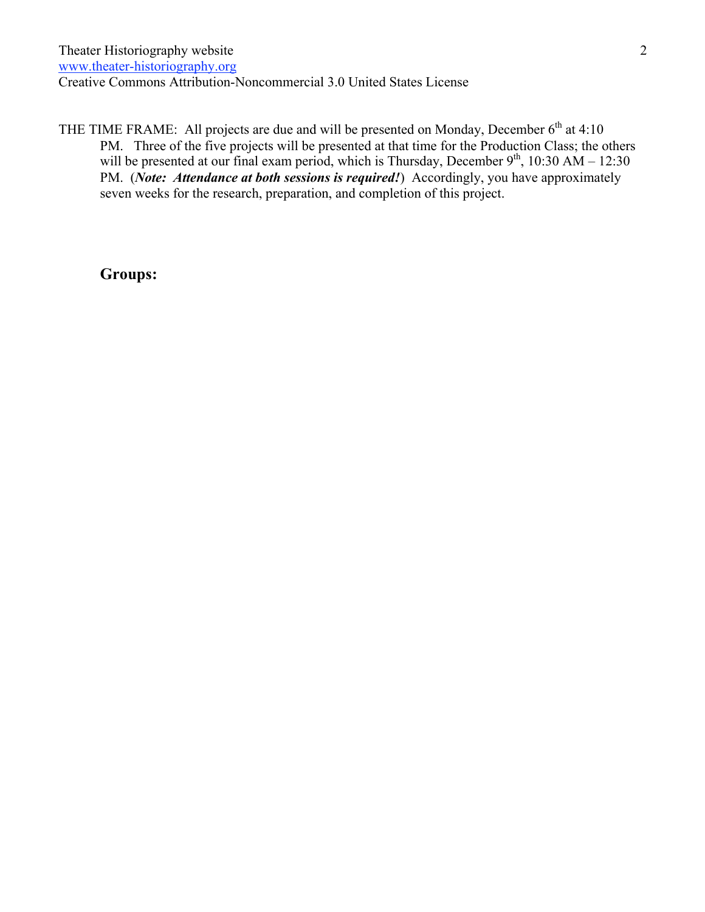THE TIME FRAME: All projects are due and will be presented on Monday, December 6th at 4:10 PM. Three of the five projects will be presented at that time for the Production Class; the others will be presented at our final exam period, which is Thursday, December 9th, 10:30 AM – 12:30 PM. (***Note: Attendance at both sessions is required!***) Accordingly, you have approximately seven weeks for the research, preparation, and completion of this project.

**Groups:**